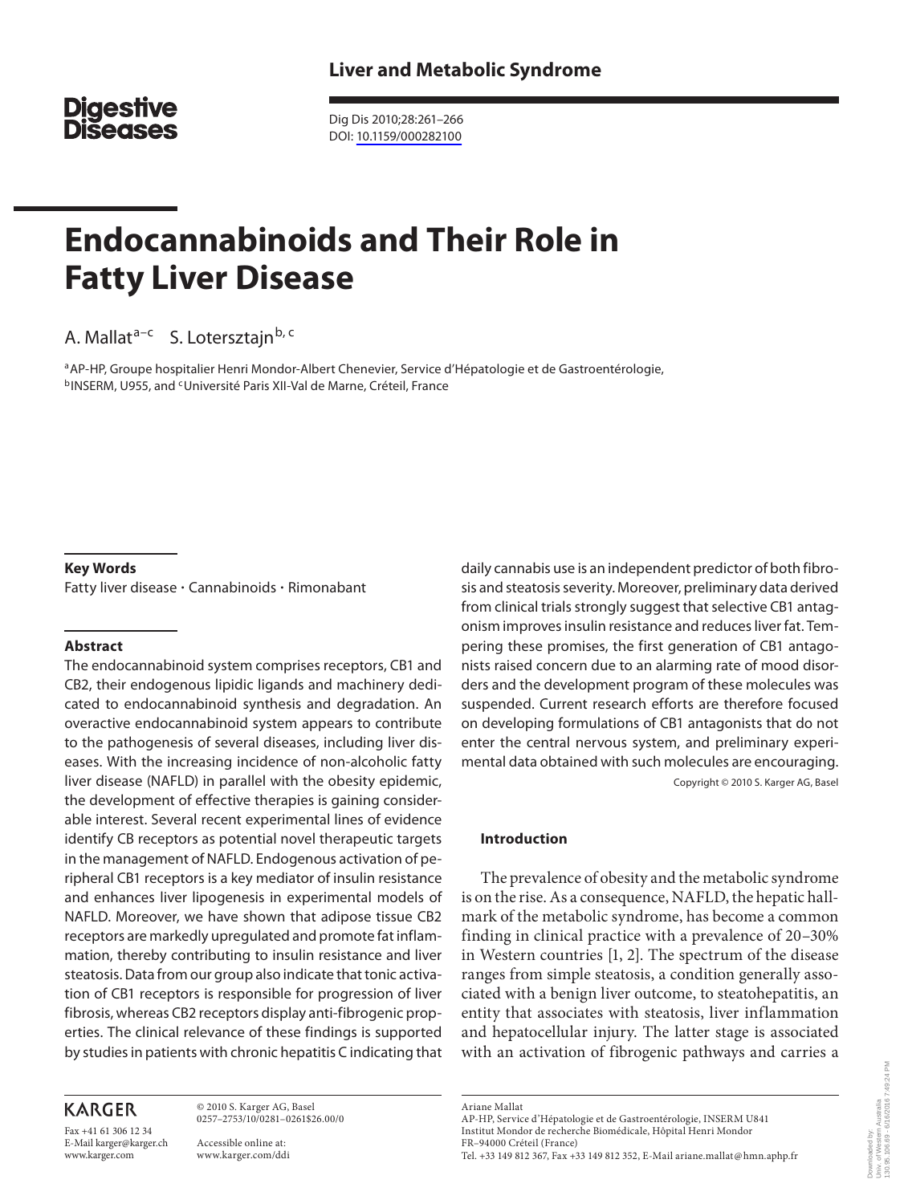# Endocannabinoids and Their Role in Fatty Liver Disease

A. Mallat[a–c] S. Lotersztajn[b, c]

[a]AP-HP, Groupe hospitalier Henri Mondor-Albert Chenevier, Service d'Hépatologie et de Gastroentérologie, [b]INSERM, U955, and [c]Université Paris XII-Val de Marne, Créteil, France

**Key Words**

Fatty liver disease · Cannabinoids · Rimonabant

**Abstract**

The endocannabinoid system comprises receptors, CB1 and CB2, their endogenous lipidic ligands and machinery dedicated to endocannabinoid synthesis and degradation. An overactive endocannabinoid system appears to contribute to the pathogenesis of several diseases, including liver diseases. With the increasing incidence of non-alcoholic fatty liver disease (NAFLD) in parallel with the obesity epidemic, the development of effective therapies is gaining considerable interest. Several recent experimental lines of evidence identify CB receptors as potential novel therapeutic targets in the management of NAFLD. Endogenous activation of peripheral CB1 receptors is a key mediator of insulin resistance and enhances liver lipogenesis in experimental models of NAFLD. Moreover, we have shown that adipose tissue CB2 receptors are markedly upregulated and promote fat inflammation, thereby contributing to insulin resistance and liver steatosis. Data from our group also indicate that tonic activation of CB1 receptors is responsible for progression of liver fibrosis, whereas CB2 receptors display anti-fibrogenic properties. The clinical relevance of these findings is supported by studies in patients with chronic hepatitis C indicating that daily cannabis use is an independent predictor of both fibrosis and steatosis severity. Moreover, preliminary data derived from clinical trials strongly suggest that selective CB1 antagonism improves insulin resistance and reduces liver fat. Tempering these promises, the first generation of CB1 antagonists raised concern due to an alarming rate of mood disorders and the development program of these molecules was suspended. Current research efforts are therefore focused on developing formulations of CB1 antagonists that do not enter the central nervous system, and preliminary experimental data obtained with such molecules are encouraging.

Copyright © 2010 S. Karger AG, Basel

## Introduction

The prevalence of obesity and the metabolic syndrome is on the rise. As a consequence, NAFLD, the hepatic hallmark of the metabolic syndrome, has become a common finding in clinical practice with a prevalence of 20–30% in Western countries [1, 2]. The spectrum of the disease ranges from simple steatosis, a condition generally associated with a benign liver outcome, to steatohepatitis, an entity that associates with steatosis, liver inflammation and hepatocellular injury. The latter stage is associated with an activation of fibrogenic pathways and carries a

Ariane Mallat
AP-HP, Service d'Hépatologie et de Gastroentérologie, INSERM U841
Institut Mondor de recherche Biomédicale, Hôpital Henri Mondor
FR–94000 Créteil (France)
Tel. +33 149 812 367, Fax +33 149 812 352, E-Mail ariane.mallat@hmn.aphp.fr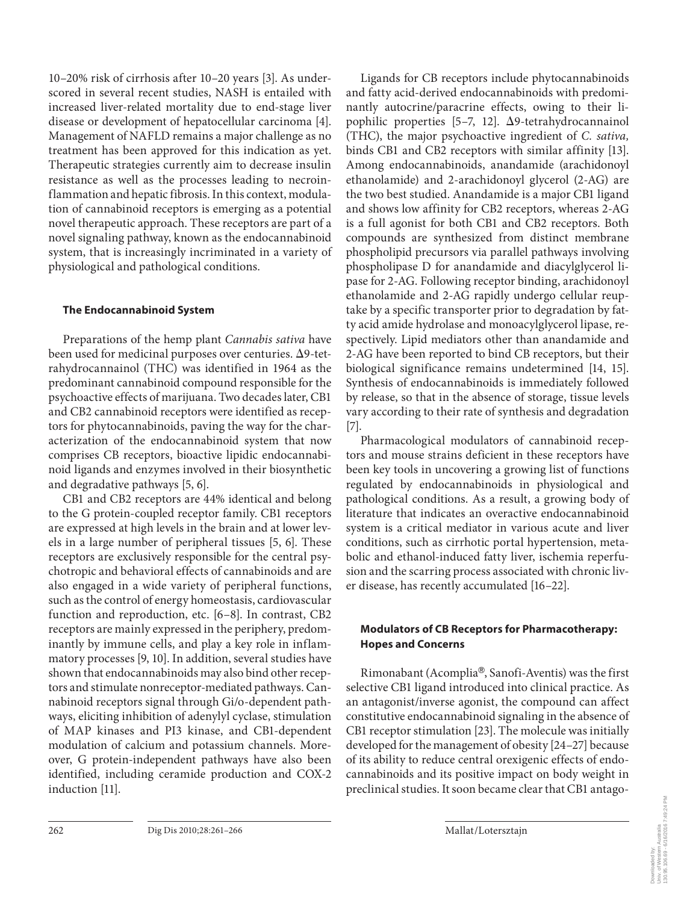10–20% risk of cirrhosis after 10–20 years [3]. As underscored in several recent studies, NASH is entailed with increased liver-related mortality due to end-stage liver disease or development of hepatocellular carcinoma [4]. Management of NAFLD remains a major challenge as no treatment has been approved for this indication as yet. Therapeutic strategies currently aim to decrease insulin resistance as well as the processes leading to necroinflammation and hepatic fibrosis. In this context, modulation of cannabinoid receptors is emerging as a potential novel therapeutic approach. These receptors are part of a novel signaling pathway, known as the endocannabinoid system, that is increasingly incriminated in a variety of physiological and pathological conditions.

### The Endocannabinoid System

Preparations of the hemp plant *Cannabis sativa* have been used for medicinal purposes over centuries. Δ9-tetrahydrocannainol (THC) was identified in 1964 as the predominant cannabinoid compound responsible for the psychoactive effects of marijuana. Two decades later, CB1 and CB2 cannabinoid receptors were identified as receptors for phytocannabinoids, paving the way for the characterization of the endocannabinoid system that now comprises CB receptors, bioactive lipidic endocannabinoid ligands and enzymes involved in their biosynthetic and degradative pathways [5, 6].

CB1 and CB2 receptors are 44% identical and belong to the G protein-coupled receptor family. CB1 receptors are expressed at high levels in the brain and at lower levels in a large number of peripheral tissues [5, 6]. These receptors are exclusively responsible for the central psychotropic and behavioral effects of cannabinoids and are also engaged in a wide variety of peripheral functions, such as the control of energy homeostasis, cardiovascular function and reproduction, etc. [6–8]. In contrast, CB2 receptors are mainly expressed in the periphery, predominantly by immune cells, and play a key role in inflammatory processes [9, 10]. In addition, several studies have shown that endocannabinoids may also bind other receptors and stimulate nonreceptor-mediated pathways. Cannabinoid receptors signal through Gi/o-dependent pathways, eliciting inhibition of adenylyl cyclase, stimulation of MAP kinases and PI3 kinase, and CB1-dependent modulation of calcium and potassium channels. Moreover, G protein-independent pathways have also been identified, including ceramide production and COX-2 induction [11].

Ligands for CB receptors include phytocannabinoids and fatty acid-derived endocannabinoids with predominantly autocrine/paracrine effects, owing to their lipophilic properties [5–7, 12]. Δ9-tetrahydrocannainol (THC), the major psychoactive ingredient of *C. sativa,* binds CB1 and CB2 receptors with similar affinity [13]. Among endocannabinoids, anandamide (arachidonoyl ethanolamide) and 2-arachidonoyl glycerol (2-AG) are the two best studied. Anandamide is a major CB1 ligand and shows low affinity for CB2 receptors, whereas 2-AG is a full agonist for both CB1 and CB2 receptors. Both compounds are synthesized from distinct membrane phospholipid precursors via parallel pathways involving phospholipase D for anandamide and diacylglycerol lipase for 2-AG. Following receptor binding, arachidonoyl ethanolamide and 2-AG rapidly undergo cellular reuptake by a specific transporter prior to degradation by fatty acid amide hydrolase and monoacylglycerol lipase, respectively. Lipid mediators other than anandamide and 2-AG have been reported to bind CB receptors, but their biological significance remains undetermined [14, 15]. Synthesis of endocannabinoids is immediately followed by release, so that in the absence of storage, tissue levels vary according to their rate of synthesis and degradation [7].

Pharmacological modulators of cannabinoid receptors and mouse strains deficient in these receptors have been key tools in uncovering a growing list of functions regulated by endocannabinoids in physiological and pathological conditions. As a result, a growing body of literature that indicates an overactive endocannabinoid system is a critical mediator in various acute and liver conditions, such as cirrhotic portal hypertension, metabolic and ethanol-induced fatty liver, ischemia reperfusion and the scarring process associated with chronic liver disease, has recently accumulated [16–22].

### Modulators of CB Receptors for Pharmacotherapy: Hopes and Concerns

Rimonabant (Acomplia®, Sanofi-Aventis) was the first selective CB1 ligand introduced into clinical practice. As an antagonist/inverse agonist, the compound can affect constitutive endocannabinoid signaling in the absence of CB1 receptor stimulation [23]. The molecule was initially developed for the management of obesity [24–27] because of its ability to reduce central orexigenic effects of endocannabinoids and its positive impact on body weight in preclinical studies. It soon became clear that CB1 antago-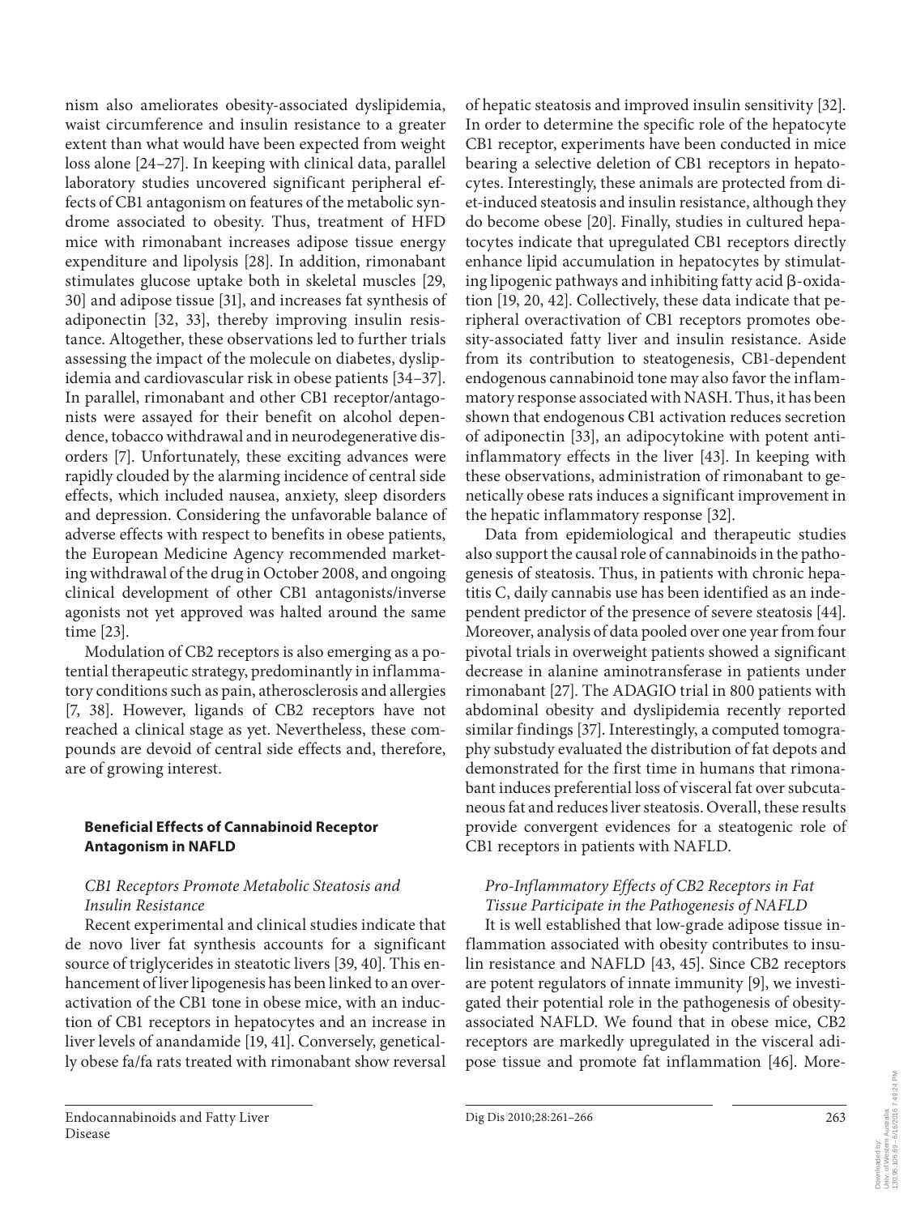nism also ameliorates obesity-associated dyslipidemia, waist circumference and insulin resistance to a greater extent than what would have been expected from weight loss alone [24–27]. In keeping with clinical data, parallel laboratory studies uncovered significant peripheral effects of CB1 antagonism on features of the metabolic syndrome associated to obesity. Thus, treatment of HFD mice with rimonabant increases adipose tissue energy expenditure and lipolysis [28]. In addition, rimonabant stimulates glucose uptake both in skeletal muscles [29, 30] and adipose tissue [31], and increases fat synthesis of adiponectin [32, 33], thereby improving insulin resistance. Altogether, these observations led to further trials assessing the impact of the molecule on diabetes, dyslipidemia and cardiovascular risk in obese patients [34–37]. In parallel, rimonabant and other CB1 receptor/antagonists were assayed for their benefit on alcohol dependence, tobacco withdrawal and in neurodegenerative disorders [7]. Unfortunately, these exciting advances were rapidly clouded by the alarming incidence of central side effects, which included nausea, anxiety, sleep disorders and depression. Considering the unfavorable balance of adverse effects with respect to benefits in obese patients, the European Medicine Agency recommended marketing withdrawal of the drug in October 2008, and ongoing clinical development of other CB1 antagonists/inverse agonists not yet approved was halted around the same time [23].

Modulation of CB2 receptors is also emerging as a potential therapeutic strategy, predominantly in inflammatory conditions such as pain, atherosclerosis and allergies [7, 38]. However, ligands of CB2 receptors have not reached a clinical stage as yet. Nevertheless, these compounds are devoid of central side effects and, therefore, are of growing interest.

## Beneficial Effects of Cannabinoid Receptor Antagonism in NAFLD

### *CB1 Receptors Promote Metabolic Steatosis and Insulin Resistance*

Recent experimental and clinical studies indicate that de novo liver fat synthesis accounts for a significant source of triglycerides in steatotic livers [39, 40]. This enhancement of liver lipogenesis has been linked to an overactivation of the CB1 tone in obese mice, with an induction of CB1 receptors in hepatocytes and an increase in liver levels of anandamide [19, 41]. Conversely, genetically obese fa/fa rats treated with rimonabant show reversal of hepatic steatosis and improved insulin sensitivity [32]. In order to determine the specific role of the hepatocyte CB1 receptor, experiments have been conducted in mice bearing a selective deletion of CB1 receptors in hepatocytes. Interestingly, these animals are protected from diet-induced steatosis and insulin resistance, although they do become obese [20]. Finally, studies in cultured hepatocytes indicate that upregulated CB1 receptors directly enhance lipid accumulation in hepatocytes by stimulating lipogenic pathways and inhibiting fatty acid β-oxidation [19, 20, 42]. Collectively, these data indicate that peripheral overactivation of CB1 receptors promotes obesity-associated fatty liver and insulin resistance. Aside from its contribution to steatogenesis, CB1-dependent endogenous cannabinoid tone may also favor the inflammatory response associated with NASH. Thus, it has been shown that endogenous CB1 activation reduces secretion of adiponectin [33], an adipocytokine with potent anti-inflammatory effects in the liver [43]. In keeping with these observations, administration of rimonabant to genetically obese rats induces a significant improvement in the hepatic inflammatory response [32].

Data from epidemiological and therapeutic studies also support the causal role of cannabinoids in the pathogenesis of steatosis. Thus, in patients with chronic hepatitis C, daily cannabis use has been identified as an independent predictor of the presence of severe steatosis [44]. Moreover, analysis of data pooled over one year from four pivotal trials in overweight patients showed a significant decrease in alanine aminotransferase in patients under rimonabant [27]. The ADAGIO trial in 800 patients with abdominal obesity and dyslipidemia recently reported similar findings [37]. Interestingly, a computed tomography substudy evaluated the distribution of fat depots and demonstrated for the first time in humans that rimonabant induces preferential loss of visceral fat over subcutaneous fat and reduces liver steatosis. Overall, these results provide convergent evidences for a steatogenic role of CB1 receptors in patients with NAFLD.

### *Pro-Inflammatory Effects of CB2 Receptors in Fat Tissue Participate in the Pathogenesis of NAFLD*

It is well established that low-grade adipose tissue inflammation associated with obesity contributes to insulin resistance and NAFLD [43, 45]. Since CB2 receptors are potent regulators of innate immunity [9], we investigated their potential role in the pathogenesis of obesity-associated NAFLD. We found that in obese mice, CB2 receptors are markedly upregulated in the visceral adipose tissue and promote fat inflammation [46]. More-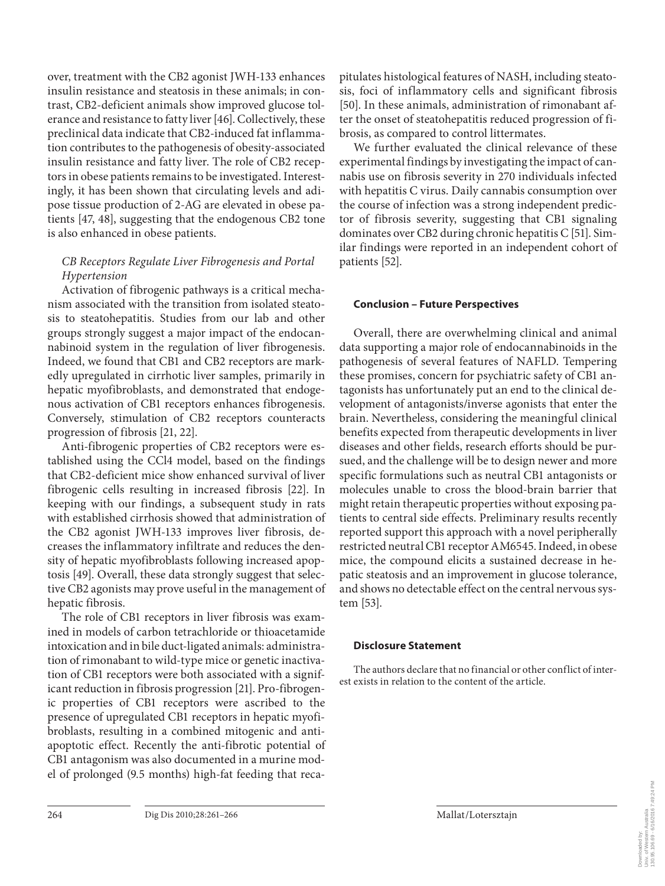over, treatment with the CB2 agonist JWH-133 enhances insulin resistance and steatosis in these animals; in contrast, CB2-deficient animals show improved glucose tolerance and resistance to fatty liver [46]. Collectively, these preclinical data indicate that CB2-induced fat inflammation contributes to the pathogenesis of obesity-associated insulin resistance and fatty liver. The role of CB2 receptors in obese patients remains to be investigated. Interestingly, it has been shown that circulating levels and adipose tissue production of 2-AG are elevated in obese patients [47, 48], suggesting that the endogenous CB2 tone is also enhanced in obese patients.

*CB Receptors Regulate Liver Fibrogenesis and Portal Hypertension*

Activation of fibrogenic pathways is a critical mechanism associated with the transition from isolated steatosis to steatohepatitis. Studies from our lab and other groups strongly suggest a major impact of the endocannabinoid system in the regulation of liver fibrogenesis. Indeed, we found that CB1 and CB2 receptors are markedly upregulated in cirrhotic liver samples, primarily in hepatic myofibroblasts, and demonstrated that endogenous activation of CB1 receptors enhances fibrogenesis. Conversely, stimulation of CB2 receptors counteracts progression of fibrosis [21, 22].

Anti-fibrogenic properties of CB2 receptors were established using the $CCl_4$ model, based on the findings that CB2-deficient mice show enhanced survival of liver fibrogenic cells resulting in increased fibrosis [22]. In keeping with our findings, a subsequent study in rats with established cirrhosis showed that administration of the CB2 agonist JWH-133 improves liver fibrosis, decreases the inflammatory infiltrate and reduces the density of hepatic myofibroblasts following increased apoptosis [49]. Overall, these data strongly suggest that selective CB2 agonists may prove useful in the management of hepatic fibrosis.

The role of CB1 receptors in liver fibrosis was examined in models of carbon tetrachloride or thioacetamide intoxication and in bile duct-ligated animals: administration of rimonabant to wild-type mice or genetic inactivation of CB1 receptors were both associated with a significant reduction in fibrosis progression [21]. Pro-fibrogenic properties of CB1 receptors were ascribed to the presence of upregulated CB1 receptors in hepatic myofibroblasts, resulting in a combined mitogenic and anti-apoptotic effect. Recently the anti-fibrotic potential of CB1 antagonism was also documented in a murine model of prolonged (9.5 months) high-fat feeding that recapitulates histological features of NASH, including steatosis, foci of inflammatory cells and significant fibrosis [50]. In these animals, administration of rimonabant after the onset of steatohepatitis reduced progression of fibrosis, as compared to control littermates.

We further evaluated the clinical relevance of these experimental findings by investigating the impact of cannabis use on fibrosis severity in 270 individuals infected with hepatitis C virus. Daily cannabis consumption over the course of infection was a strong independent predictor of fibrosis severity, suggesting that CB1 signaling dominates over CB2 during chronic hepatitis C [51]. Similar findings were reported in an independent cohort of patients [52].

## Conclusion – Future Perspectives

Overall, there are overwhelming clinical and animal data supporting a major role of endocannabinoids in the pathogenesis of several features of NAFLD. Tempering these promises, concern for psychiatric safety of CB1 antagonists has unfortunately put an end to the clinical development of antagonists/inverse agonists that enter the brain. Nevertheless, considering the meaningful clinical benefits expected from therapeutic developments in liver diseases and other fields, research efforts should be pursued, and the challenge will be to design newer and more specific formulations such as neutral CB1 antagonists or molecules unable to cross the blood-brain barrier that might retain therapeutic properties without exposing patients to central side effects. Preliminary results recently reported support this approach with a novel peripherally restricted neutral CB1 receptor AM6545. Indeed, in obese mice, the compound elicits a sustained decrease in hepatic steatosis and an improvement in glucose tolerance, and shows no detectable effect on the central nervous system [53].

## Disclosure Statement

The authors declare that no financial or other conflict of interest exists in relation to the content of the article.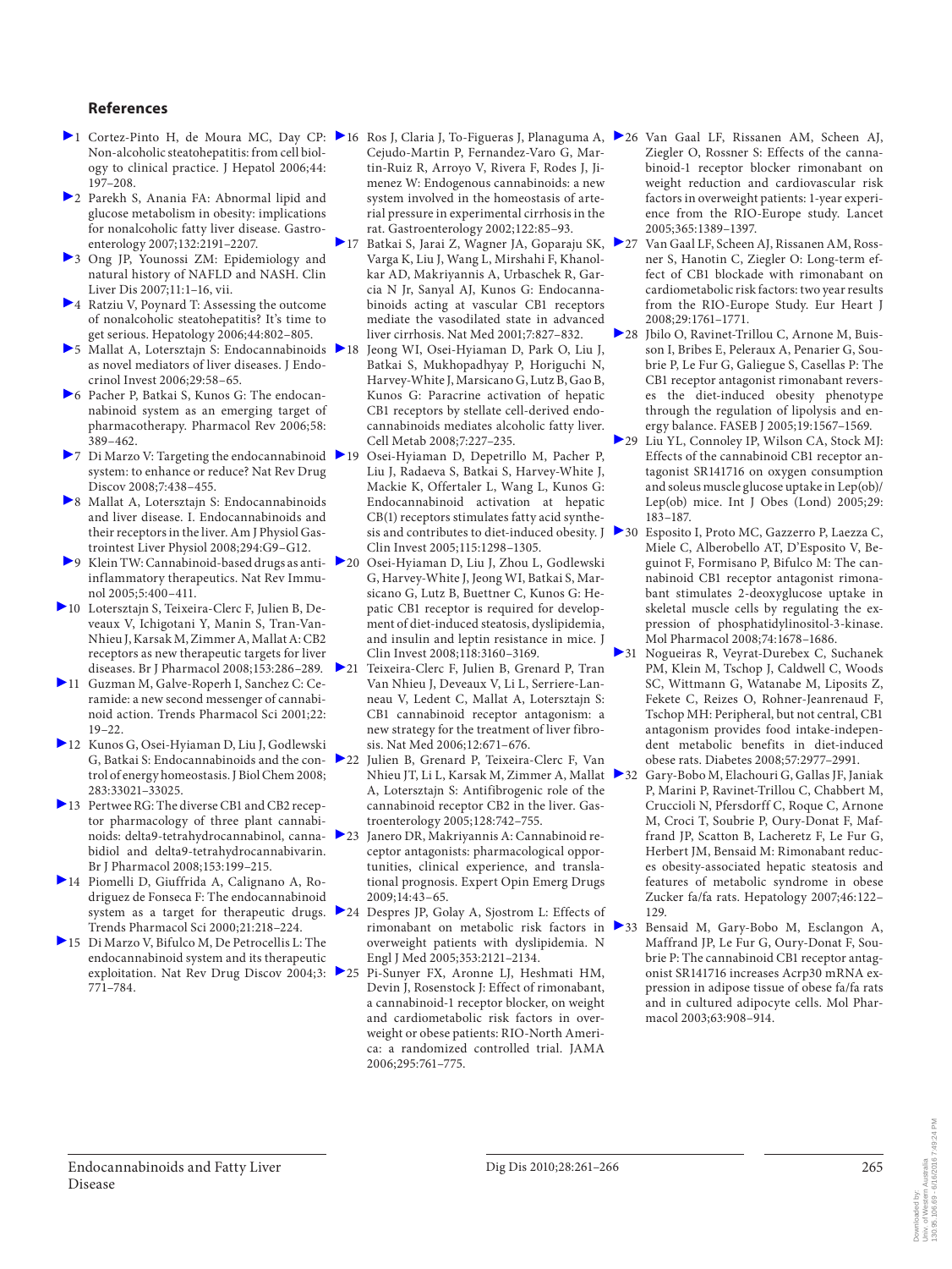## References

1. Cortez-Pinto H, de Moura MC, Day CP: Non-alcoholic steatohepatitis: from cell biology to clinical practice. J Hepatol 2006;44:197–208.
2. Parekh S, Anania FA: Abnormal lipid and glucose metabolism in obesity: implications for nonalcoholic fatty liver disease. Gastroenterology 2007;132:2191–2207.
3. Ong JP, Younossi ZM: Epidemiology and natural history of NAFLD and NASH. Clin Liver Dis 2007;11:1–16, vii.
4. Ratziu V, Poynard T: Assessing the outcome of nonalcoholic steatohepatitis? It's time to get serious. Hepatology 2006;44:802–805.
5. Mallat A, Lotersztajn S: Endocannabinoids as novel mediators of liver diseases. J Endocrinol Invest 2006;29:58–65.
6. Pacher P, Batkai S, Kunos G: The endocannabinoid system as an emerging target of pharmacotherapy. Pharmacol Rev 2006;58:389–462.
7. Di Marzo V: Targeting the endocannabinoid system: to enhance or reduce? Nat Rev Drug Discov 2008;7:438–455.
8. Mallat A, Lotersztajn S: Endocannabinoids and liver disease. I. Endocannabinoids and their receptors in the liver. Am J Physiol Gastrointest Liver Physiol 2008;294:G9–G12.
9. Klein TW: Cannabinoid-based drugs as anti-inflammatory therapeutics. Nat Rev Immunol 2005;5:400–411.
10. Lotersztajn S, Teixeira-Clerc F, Julien B, Deveaux V, Ichigotani Y, Manin S, Tran-Van-Nhieu J, Karsak M, Zimmer A, Mallat A: CB2 receptors as new therapeutic targets for liver diseases. Br J Pharmacol 2008;153:286–289.
11. Guzman M, Galve-Roperh I, Sanchez C: Ceramide: a new second messenger of cannabinoid action. Trends Pharmacol Sci 2001;22:19–22.
12. Kunos G, Osei-Hyiaman D, Liu J, Godlewski G, Batkai S: Endocannabinoids and the control of energy homeostasis. J Biol Chem 2008;283:33021–33025.
13. Pertwee RG: The diverse CB1 and CB2 receptor pharmacology of three plant cannabinoids: delta9-tetrahydrocannabinol, cannabidiol and delta9-tetrahydrocannabivarin. Br J Pharmacol 2008;153:199–215.
14. Piomelli D, Giuffrida A, Calignano A, Rodriguez de Fonseca F: The endocannabinoid system as a target for therapeutic drugs. Trends Pharmacol Sci 2000;21:218–224.
15. Di Marzo V, Bifulco M, De Petrocellis L: The endocannabinoid system and its therapeutic exploitation. Nat Rev Drug Discov 2004;3:771–784.
16. Ros J, Claria J, To-Figueras J, Planaguma A, Cejudo-Martin P, Fernandez-Varo G, Martin-Ruiz R, Arroyo V, Rivera F, Rodes J, Jimenez W: Endogenous cannabinoids: a new system involved in the homeostasis of arterial pressure in experimental cirrhosis in the rat. Gastroenterology 2002;122:85–93.
17. Batkai S, Jarai Z, Wagner JA, Goparaju SK, Varga K, Liu J, Wang L, Mirshahi F, Khanolkar AD, Makriyannis A, Urbaschek R, Garcia N Jr, Sanyal AJ, Kunos G: Endocannabinoids acting at vascular CB1 receptors mediate the vasodilated state in advanced liver cirrhosis. Nat Med 2001;7:827–832.
18. Jeong WI, Osei-Hyiaman D, Park O, Liu J, Batkai S, Mukhopadhyay P, Horiguchi N, Harvey-White J, Marsicano G, Lutz B, Gao B, Kunos G: Paracrine activation of hepatic CB1 receptors by stellate cell-derived endocannabinoids mediates alcoholic fatty liver. Cell Metab 2008;7:227–235.
19. Osei-Hyiaman D, Depetrillo M, Pacher P, Liu J, Radaeva S, Batkai S, Harvey-White J, Mackie K, Offertaler L, Wang L, Kunos G: Endocannabinoid activation at hepatic CB(1) receptors stimulates fatty acid synthesis and contributes to diet-induced obesity. J Clin Invest 2005;115:1298–1305.
20. Osei-Hyiaman D, Liu J, Zhou L, Godlewski G, Harvey-White J, Jeong WI, Batkai S, Marsicano G, Lutz B, Buettner C, Kunos G: Hepatic CB1 receptor is required for development of diet-induced steatosis, dyslipidemia, and insulin and leptin resistance in mice. J Clin Invest 2008;118:3160–3169.
21. Teixeira-Clerc F, Julien B, Grenard P, Tran Van Nhieu J, Deveaux V, Li L, Serriere-Lanneau V, Ledent C, Mallat A, Lotersztajn S: CB1 cannabinoid receptor antagonism: a new strategy for the treatment of liver fibrosis. Nat Med 2006;12:671–676.
22. Julien B, Grenard P, Teixeira-Clerc F, Van Nhieu JT, Li L, Karsak M, Zimmer A, Mallat A, Lotersztajn S: Antifibrogenic role of the cannabinoid receptor CB2 in the liver. Gastroenterology 2005;128:742–755.
23. Janero DR, Makriyannis A: Cannabinoid receptor antagonists: pharmacological opportunities, clinical experience, and translational prognosis. Expert Opin Emerg Drugs 2009;14:43–65.
24. Despres JP, Golay A, Sjostrom L: Effects of rimonabant on metabolic risk factors in overweight patients with dyslipidemia. N Engl J Med 2005;353:2121–2134.
25. Pi-Sunyer FX, Aronne LJ, Heshmati HM, Devin J, Rosenstock J: Effect of rimonabant, a cannabinoid-1 receptor blocker, on weight and cardiometabolic risk factors in overweight or obese patients: RIO-North America: a randomized controlled trial. JAMA 2006;295:761–775.
26. Van Gaal LF, Rissanen AM, Scheen AJ, Ziegler O, Rossner S: Effects of the cannabinoid-1 receptor blocker rimonabant on weight reduction and cardiovascular risk factors in overweight patients: 1-year experience from the RIO-Europe study. Lancet 2005;365:1389–1397.
27. Van Gaal LF, Scheen AJ, Rissanen AM, Rossner S, Hanotin C, Ziegler O: Long-term effect of CB1 blockade with rimonabant on cardiometabolic risk factors: two year results from the RIO-Europe Study. Eur Heart J 2008;29:1761–1771.
28. Jbilo O, Ravinet-Trillou C, Arnone M, Buisson I, Bribes E, Peleraux A, Penarier G, Soubrie P, Le Fur G, Galiegue S, Casellas P: The CB1 receptor antagonist rimonabant reverses the diet-induced obesity phenotype through the regulation of lipolysis and energy balance. FASEB J 2005;19:1567–1569.
29. Liu YL, Connoley IP, Wilson CA, Stock MJ: Effects of the cannabinoid CB1 receptor antagonist SR141716 on oxygen consumption and soleus muscle glucose uptake in Lep(ob)/Lep(ob) mice. Int J Obes (Lond) 2005;29:183–187.
30. Esposito I, Proto MC, Gazzerro P, Laezza C, Miele C, Alberobello AT, D'Esposito V, Beguinot F, Formisano P, Bifulco M: The cannabinoid CB1 receptor antagonist rimonabant stimulates 2-deoxyglucose uptake in skeletal muscle cells by regulating the expression of phosphatidylinositol-3-kinase. Mol Pharmacol 2008;74:1678–1686.
31. Nogueiras R, Veyrat-Durebex C, Suchanek PM, Klein M, Tschop J, Caldwell C, Woods SC, Wittmann G, Watanabe M, Liposits Z, Fekete C, Reizes O, Rohner-Jeanrenaud F, Tschop MH: Peripheral, but not central, CB1 antagonism provides food intake-independent metabolic benefits in diet-induced obese rats. Diabetes 2008;57:2977–2991.
32. Gary-Bobo M, Elachouri G, Gallas JF, Janiak P, Marini P, Ravinet-Trillou C, Chabbert M, Cruccioli N, Pfersdorff C, Roque C, Arnone M, Croci T, Soubrie P, Oury-Donat F, Maffrand JP, Scatton B, Lacheretz F, Le Fur G, Herbert JM, Bensaid M: Rimonabant reduces obesity-associated hepatic steatosis and features of metabolic syndrome in obese Zucker fa/fa rats. Hepatology 2007;46:122–129.
33. Bensaid M, Gary-Bobo M, Esclangon A, Maffrand JP, Le Fur G, Oury-Donat F, Soubrie P: The cannabinoid CB1 receptor antagonist SR141716 increases Acrp30 mRNA expression in adipose tissue of obese fa/fa rats and in cultured adipocyte cells. Mol Pharmacol 2003;63:908–914.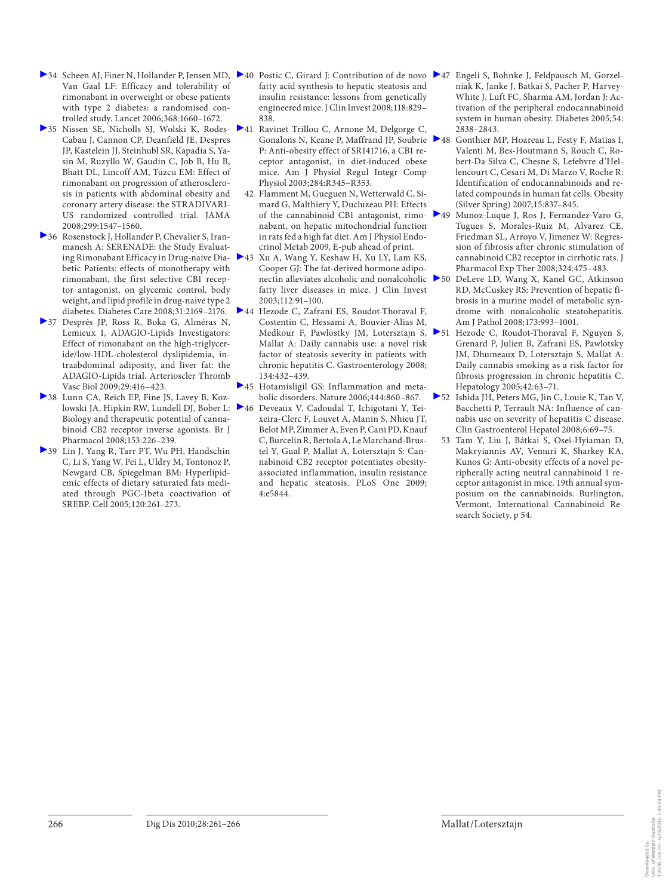34 Scheen AJ, Finer N, Hollander P, Jensen MD, Van Gaal LF: Efficacy and tolerability of rimonabant in overweight or obese patients with type 2 diabetes: a randomised controlled study. Lancet 2006;368:1660–1672.

35 Nissen SE, Nicholls SJ, Wolski K, Rodes-Cabau J, Cannon CP, Deanfield JE, Despres JP, Kastelein JJ, Steinhubl SR, Kapadia S, Yasin M, Ruzyllo W, Gaudin C, Job B, Hu B, Bhatt DL, Lincoff AM, Tuzcu EM: Effect of rimonabant on progression of atherosclerosis in patients with abdominal obesity and coronary artery disease: the STRADIVARIUS randomized controlled trial. JAMA 2008;299:1547–1560.

36 Rosenstock J, Hollander P, Chevalier S, Iranmanesh A: SERENADE: the Study Evaluating Rimonabant Efficacy in Drug-naive Diabetic Patients: effects of monotherapy with rimonabant, the first selective CB1 receptor antagonist, on glycemic control, body weight, and lipid profile in drug-naive type 2 diabetes. Diabetes Care 2008;31:2169–2176.

37 Després JP, Ross R, Boka G, Alméras N, Lemieux I, ADAGIO-Lipids Investigators: Effect of rimonabant on the high-triglyceride/low-HDL-cholesterol dyslipidemia, intraabdominal adiposity, and liver fat: the ADAGIO-Lipids trial. Arterioscler Thromb Vasc Biol 2009;29:416–423.

38 Lunn CA, Reich EP, Fine JS, Lavey B, Kozlowski JA, Hipkin RW, Lundell DJ, Bober L: Biology and therapeutic potential of cannabinoid CB2 receptor inverse agonists. Br J Pharmacol 2008;153:226–239.

39 Lin J, Yang R, Tarr PT, Wu PH, Handschin C, Li S, Yang W, Pei L, Uldry M, Tontonoz P, Newgard CB, Spiegelman BM: Hyperlipidemic effects of dietary saturated fats mediated through PGC-1beta coactivation of SREBP. Cell 2005;120:261–273.

40 Postic C, Girard J: Contribution of de novo fatty acid synthesis to hepatic steatosis and insulin resistance: lessons from genetically engineered mice. J Clin Invest 2008;118:829–838.

41 Ravinet Trillou C, Arnone M, Delgorge C, Gonalons N, Keane P, Maffrand JP, Soubrie P: Anti-obesity effect of SR141716, a CB1 receptor antagonist, in diet-induced obese mice. Am J Physiol Regul Integr Comp Physiol 2003;284:R345–R353.

42 Flamment M, Gueguen N, Wetterwald C, Simard G, Malthiery Y, Ducluzeau PH: Effects of the cannabinoid CB1 antagonist, rimonabant, on hepatic mitochondrial function in rats fed a high fat diet. Am J Physiol Endocrinol Metab 2009, E-pub ahead of print.

43 Xu A, Wang Y, Keshaw H, Xu LY, Lam KS, Cooper GJ: The fat-derived hormone adiponectin alleviates alcoholic and nonalcoholic fatty liver diseases in mice. J Clin Invest 2003;112:91–100.

44 Hezode C, Zafrani ES, Roudot-Thoraval F, Costentin C, Hessami A, Bouvier-Alias M, Medkour F, Pawlostky JM, Lotersztajn S, Mallat A: Daily cannabis use: a novel risk factor of steatosis severity in patients with chronic hepatitis C. Gastroenterology 2008; 134:432–439.

45 Hotamisligil GS: Inflammation and metabolic disorders. Nature 2006;444:860–867.

46 Deveaux V, Cadoudal T, Ichigotani Y, Teixeira-Clerc F, Louvet A, Manin S, Nhieu JT, Belot MP, Zimmer A, Even P, Cani PD, Knauf C, Burcelin R, Bertola A, Le Marchand-Brustel Y, Gual P, Mallat A, Lotersztajn S: Cannabinoid CB2 receptor potentiates obesity-associated inflammation, insulin resistance and hepatic steatosis. PLoS One 2009; 4:e5844.

47 Engeli S, Bohnke J, Feldpausch M, Gorzelniak K, Janke J, Batkai S, Pacher P, Harvey-White J, Luft FC, Sharma AM, Jordan J: Activation of the peripheral endocannabinoid system in human obesity. Diabetes 2005;54: 2838–2843.

48 Gonthier MP, Hoareau L, Festy F, Matias I, Valenti M, Bes-Houtmann S, Rouch C, Robert-Da Silva C, Chesne S, Lefebvre d'Hellencourt C, Cesari M, Di Marzo V, Roche R: Identification of endocannabinoids and related compounds in human fat cells. Obesity (Silver Spring) 2007;15:837–845.

49 Munoz-Luque J, Ros J, Fernandez-Varo G, Tugues S, Morales-Ruiz M, Alvarez CE, Friedman SL, Arroyo V, Jimenez W: Regression of fibrosis after chronic stimulation of cannabinoid CB2 receptor in cirrhotic rats. J Pharmacol Exp Ther 2008;324:475–483.

50 DeLeve LD, Wang X, Kanel GC, Atkinson RD, McCuskey RS: Prevention of hepatic fibrosis in a murine model of metabolic syndrome with nonalcoholic steatohepatitis. Am J Pathol 2008;173:993–1001.

51 Hezode C, Roudot-Thoraval F, Nguyen S, Grenard P, Julien B, Zafrani ES, Pawlotsky JM, Dhumeaux D, Lotersztajn S, Mallat A: Daily cannabis smoking as a risk factor for fibrosis progression in chronic hepatitis C. Hepatology 2005;42:63–71.

52 Ishida JH, Peters MG, Jin C, Louie K, Tan V, Bacchetti P, Terrault NA: Influence of cannabis use on severity of hepatitis C disease. Clin Gastroenterol Hepatol 2008;6:69–75.

53 Tam Y, Liu J, Bátkai S, Osei-Hyiaman D, Makryiannis AV, Vemuri K, Sharkey KA, Kunos G: Anti-obesity effects of a novel peripherally acting neutral cannabinoid 1 receptor antagonist in mice. 19th annual symposium on the cannabinoids. Burlington, Vermont, International Cannabinoid Research Society, p 54.